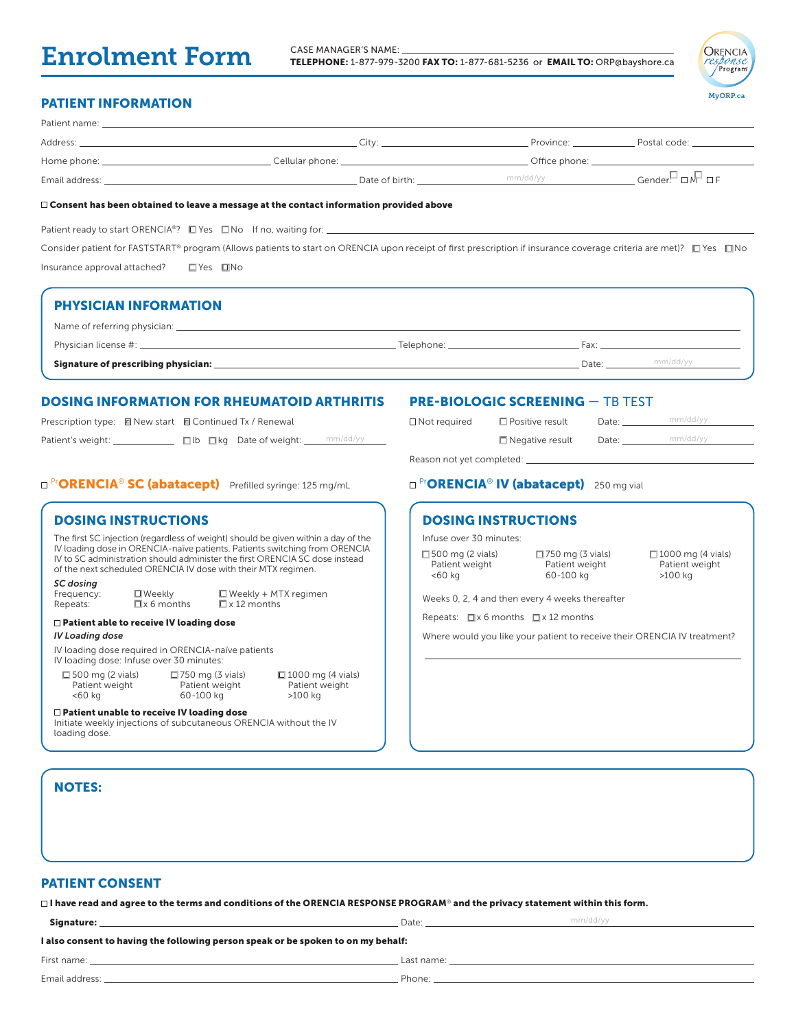# Enrolment Form

CASE MANAGER'S NAME: ______

**TELEPHONE:** 1-877-979-3200 **FAX TO:** 1-877-681-5236 or **EMAIL TO:** ORP@bayshore.ca

ORENCIA response Program
MyORP.ca

## PATIENT INFORMATION

Patient name: ______

Address: ______ City: ______ Province: ______ Postal code: ______

Home phone: ______ Cellular phone: ______ Office phone: ______

Email address: ______ Date of birth: ______ mm/dd/yy Gender: ☐ M ☐ F

☐ **Consent has been obtained to leave a message at the contact information provided above**

Patient ready to start ORENCIA®? ☐ Yes ☐ No If no, waiting for: ______

Consider patient for FASTSTART® program (Allows patients to start on ORENCIA upon receipt of first prescription if insurance coverage criteria are met)? ☐ Yes ☐ No

Insurance approval attached? ☐ Yes ☐ No

## PHYSICIAN INFORMATION

Name of referring physician: ______

Physician license #: ______ Telephone: ______ Fax: ______

**Signature of prescribing physician:** ______ Date: ______ mm/dd/yy

## DOSING INFORMATION FOR RHEUMATOID ARTHRITIS

Prescription type: ☐ New start ☐ Continued Tx / Renewal

Patient's weight: ______ ☐ lb ☐ kg Date of weight: ______ mm/dd/yy

## PRE-BIOLOGIC SCREENING — TB TEST

☐ Not required ☐ Positive result Date: ______ mm/dd/yy

☐ Negative result Date: ______ mm/dd/yy

Reason not yet completed: ______

## ☐ [Pr]ORENCIA® SC (abatacept) Prefilled syringe: 125 mg/mL

### DOSING INSTRUCTIONS

The first SC injection (regardless of weight) should be given within a day of the IV loading dose in ORENCIA-naïve patients. Patients switching from ORENCIA IV to SC administration should administer the first ORENCIA SC dose instead of the next scheduled ORENCIA IV dose with their MTX regimen.

***SC dosing***

Frequency: ☐ Weekly ☐ Weekly + MTX regimen

Repeats: ☐ x 6 months ☐ x 12 months

☐ **Patient able to receive IV loading dose**

***IV Loading dose***

IV loading dose required in ORENCIA-naïve patients
IV loading dose: Infuse over 30 minutes:

☐ 500 mg (2 vials) Patient weight <60 kg ☐ 750 mg (3 vials) Patient weight 60-100 kg ☐ 1000 mg (4 vials) Patient weight >100 kg

☐ **Patient unable to receive IV loading dose**
Initiate weekly injections of subcutaneous ORENCIA without the IV loading dose.

## ☐ [Pr]ORENCIA® IV (abatacept) 250 mg vial

### DOSING INSTRUCTIONS

Infuse over 30 minutes:

☐ 500 mg (2 vials) Patient weight <60 kg ☐ 750 mg (3 vials) Patient weight 60-100 kg ☐ 1000 mg (4 vials) Patient weight >100 kg

Weeks 0, 2, 4 and then every 4 weeks thereafter

Repeats: ☐ x 6 months ☐ x 12 months

Where would you like your patient to receive their ORENCIA IV treatment?

______

## NOTES:

## PATIENT CONSENT

☐ **I have read and agree to the terms and conditions of the ORENCIA RESPONSE PROGRAM® and the privacy statement within this form.**

**Signature:** ______ Date: ______ mm/dd/yy

**I also consent to having the following person speak or be spoken to on my behalf:**

First name: ______ Last name: ______

Email address: ______ Phone: ______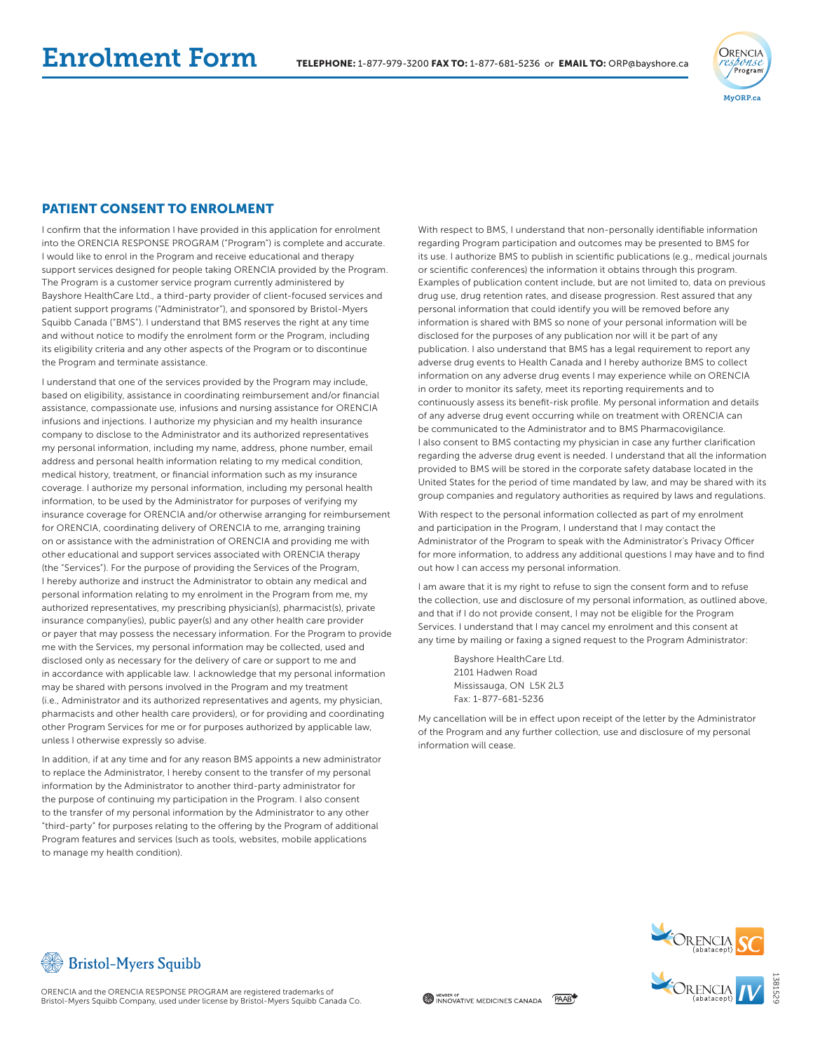# Enrolment Form

**TELEPHONE:** 1-877-979-3200 **FAX TO:** 1-877-681-5236 or **EMAIL TO:** ORP@bayshore.ca

## PATIENT CONSENT TO ENROLMENT

I confirm that the information I have provided in this application for enrolment into the ORENCIA RESPONSE PROGRAM ("Program") is complete and accurate. I would like to enrol in the Program and receive educational and therapy support services designed for people taking ORENCIA provided by the Program. The Program is a customer service program currently administered by Bayshore HealthCare Ltd., a third-party provider of client-focused services and patient support programs ("Administrator"), and sponsored by Bristol-Myers Squibb Canada ("BMS"). I understand that BMS reserves the right at any time and without notice to modify the enrolment form or the Program, including its eligibility criteria and any other aspects of the Program or to discontinue the Program and terminate assistance.

I understand that one of the services provided by the Program may include, based on eligibility, assistance in coordinating reimbursement and/or financial assistance, compassionate use, infusions and nursing assistance for ORENCIA infusions and injections. I authorize my physician and my health insurance company to disclose to the Administrator and its authorized representatives my personal information, including my name, address, phone number, email address and personal health information relating to my medical condition, medical history, treatment, or financial information such as my insurance coverage. I authorize my personal information, including my personal health information, to be used by the Administrator for purposes of verifying my insurance coverage for ORENCIA and/or otherwise arranging for reimbursement for ORENCIA, coordinating delivery of ORENCIA to me, arranging training on or assistance with the administration of ORENCIA and providing me with other educational and support services associated with ORENCIA therapy (the "Services"). For the purpose of providing the Services of the Program, I hereby authorize and instruct the Administrator to obtain any medical and personal information relating to my enrolment in the Program from me, my authorized representatives, my prescribing physician(s), pharmacist(s), private insurance company(ies), public payer(s) and any other health care provider or payer that may possess the necessary information. For the Program to provide me with the Services, my personal information may be collected, used and disclosed only as necessary for the delivery of care or support to me and in accordance with applicable law. I acknowledge that my personal information may be shared with persons involved in the Program and my treatment (i.e., Administrator and its authorized representatives and agents, my physician, pharmacists and other health care providers), or for providing and coordinating other Program Services for me or for purposes authorized by applicable law, unless I otherwise expressly so advise.

In addition, if at any time and for any reason BMS appoints a new administrator to replace the Administrator, I hereby consent to the transfer of my personal information by the Administrator to another third-party administrator for the purpose of continuing my participation in the Program. I also consent to the transfer of my personal information by the Administrator to any other "third-party" for purposes relating to the offering by the Program of additional Program features and services (such as tools, websites, mobile applications to manage my health condition).

With respect to BMS, I understand that non-personally identifiable information regarding Program participation and outcomes may be presented to BMS for its use. I authorize BMS to publish in scientific publications (e.g., medical journals or scientific conferences) the information it obtains through this program. Examples of publication content include, but are not limited to, data on previous drug use, drug retention rates, and disease progression. Rest assured that any personal information that could identify you will be removed before any information is shared with BMS so none of your personal information will be disclosed for the purposes of any publication nor will it be part of any publication. I also understand that BMS has a legal requirement to report any adverse drug events to Health Canada and I hereby authorize BMS to collect information on any adverse drug events I may experience while on ORENCIA in order to monitor its safety, meet its reporting requirements and to continuously assess its benefit-risk profile. My personal information and details of any adverse drug event occurring while on treatment with ORENCIA can be communicated to the Administrator and to BMS Pharmacovigilance. I also consent to BMS contacting my physician in case any further clarification regarding the adverse drug event is needed. I understand that all the information provided to BMS will be stored in the corporate safety database located in the United States for the period of time mandated by law, and may be shared with its group companies and regulatory authorities as required by laws and regulations.

With respect to the personal information collected as part of my enrolment and participation in the Program, I understand that I may contact the Administrator of the Program to speak with the Administrator's Privacy Officer for more information, to address any additional questions I may have and to find out how I can access my personal information.

I am aware that it is my right to refuse to sign the consent form and to refuse the collection, use and disclosure of my personal information, as outlined above, and that if I do not provide consent, I may not be eligible for the Program Services. I understand that I may cancel my enrolment and this consent at any time by mailing or faxing a signed request to the Program Administrator:

Bayshore HealthCare Ltd.
2101 Hadwen Road
Mississauga, ON L5K 2L3
Fax: 1-877-681-5236

My cancellation will be in effect upon receipt of the letter by the Administrator of the Program and any further collection, use and disclosure of my personal information will cease.

ORENCIA and the ORENCIA RESPONSE PROGRAM are registered trademarks of Bristol-Myers Squibb Company, used under license by Bristol-Myers Squibb Canada Co.